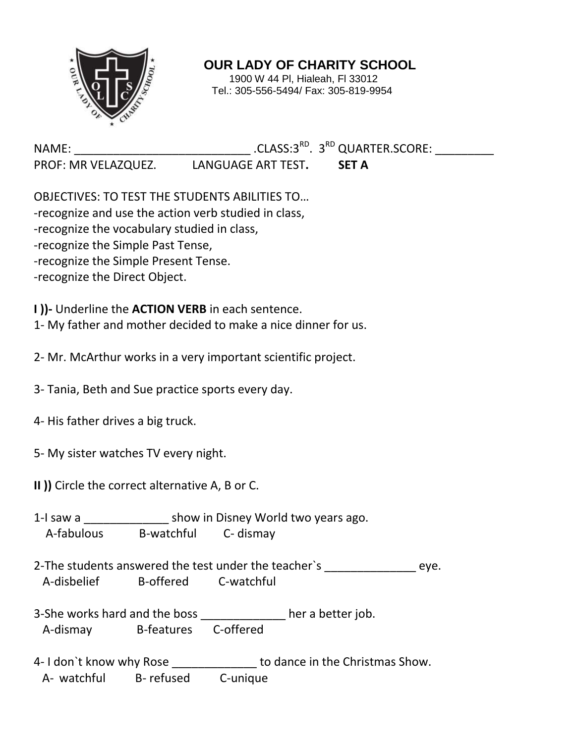# OUR LADY OF CHARITY SCHOOL

1900 W 44 Pl, Hialeah, Fl 33012
Tel.: 305-556-5494/ Fax: 305-819-9954

NAME: ___________________________ .CLASS:3RD. 3RD QUARTER.SCORE: _________
PROF: MR VELAZQUEZ. LANGUAGE ART TEST. **SET A**

OBJECTIVES: TO TEST THE STUDENTS ABILITIES TO…
-recognize and use the action verb studied in class,
-recognize the vocabulary studied in class,
-recognize the Simple Past Tense,
-recognize the Simple Present Tense.
-recognize the Direct Object.

**I ))-** Underline the **ACTION VERB** in each sentence.

1- My father and mother decided to make a nice dinner for us.

2- Mr. McArthur works in a very important scientific project.

3- Tania, Beth and Sue practice sports every day.

4- His father drives a big truck.

5- My sister watches TV every night.

**II ))** Circle the correct alternative A, B or C.

1-I saw a _____________ show in Disney World two years ago.
A-fabulous B-watchful C- dismay

2-The students answered the test under the teacher`s ______________ eye.
A-disbelief B-offered C-watchful

3-She works hard and the boss _____________ her a better job.
A-dismay B-features C-offered

4- I don`t know why Rose _____________ to dance in the Christmas Show.
A- watchful B- refused C-unique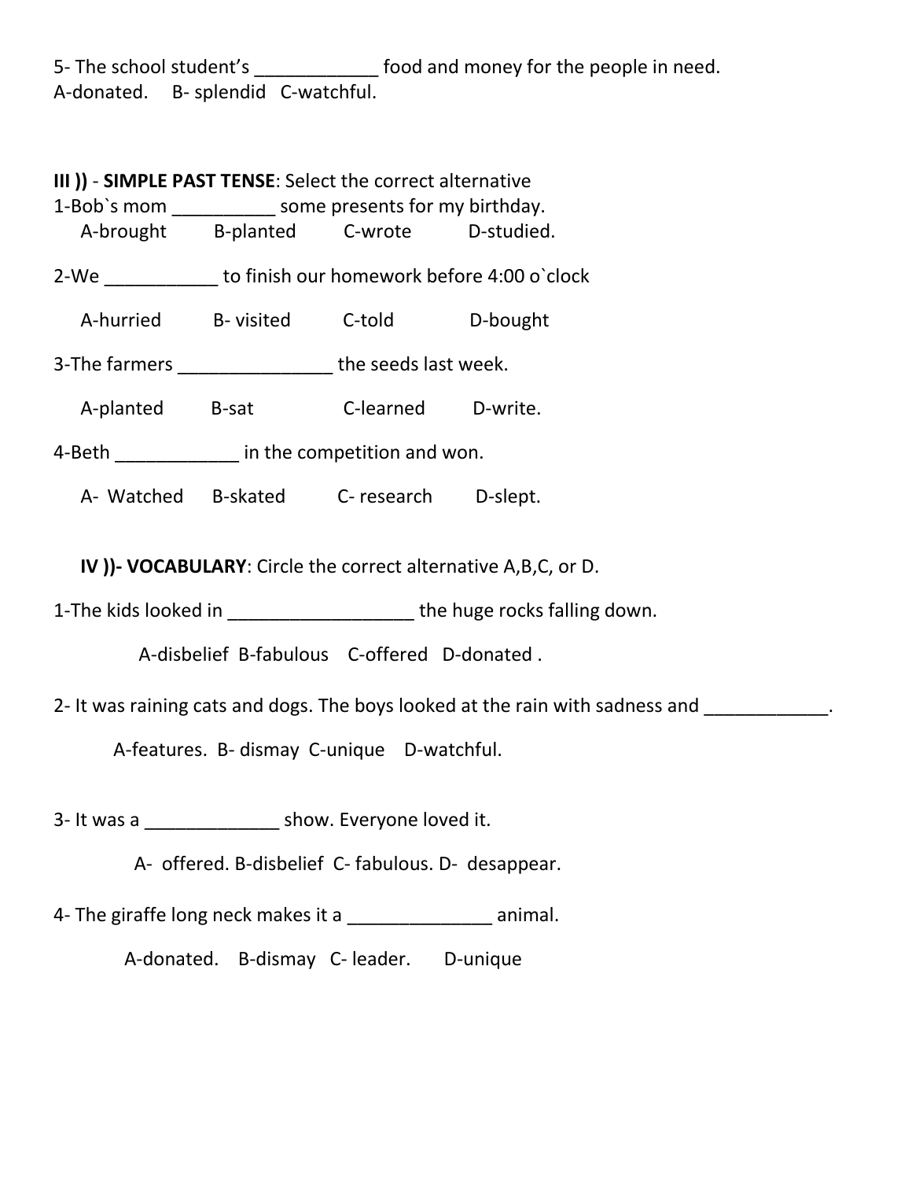5- The school student's ____________ food and money for the people in need.
A-donated. B- splendid C-watchful.

**III ))** - **SIMPLE PAST TENSE**: Select the correct alternative

1-Bob`s mom __________ some presents for my birthday.
A-brought B-planted C-wrote D-studied.

2-We ___________ to finish our homework before 4:00 o`clock

A-hurried B- visited C-told D-bought

3-The farmers _______________ the seeds last week.

A-planted B-sat C-learned D-write.

4-Beth ____________ in the competition and won.

A- Watched B-skated C- research D-slept.

**IV ))- VOCABULARY**: Circle the correct alternative A,B,C, or D.

1-The kids looked in __________________ the huge rocks falling down.

A-disbelief B-fabulous C-offered D-donated .

2- It was raining cats and dogs. The boys looked at the rain with sadness and ____________.

A-features. B- dismay C-unique D-watchful.

3- It was a _____________ show. Everyone loved it.

A- offered. B-disbelief C- fabulous. D- desappear.

4- The giraffe long neck makes it a ______________ animal.

A-donated. B-dismay C- leader. D-unique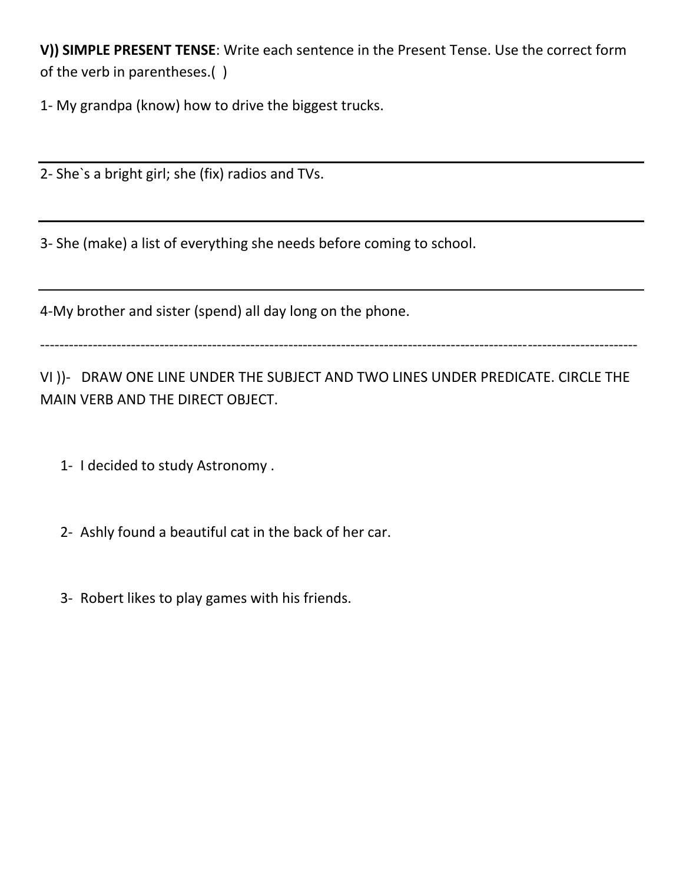**V)) SIMPLE PRESENT TENSE**: Write each sentence in the Present Tense. Use the correct form of the verb in parentheses.( )

1- My grandpa (know) how to drive the biggest trucks.

---

2- She`s a bright girl; she (fix) radios and TVs.

---

3- She (make) a list of everything she needs before coming to school.

---

4-My brother and sister (spend) all day long on the phone.

---

VI ))- DRAW ONE LINE UNDER THE SUBJECT AND TWO LINES UNDER PREDICATE. CIRCLE THE MAIN VERB AND THE DIRECT OBJECT.

1- I decided to study Astronomy .

2- Ashly found a beautiful cat in the back of her car.

3- Robert likes to play games with his friends.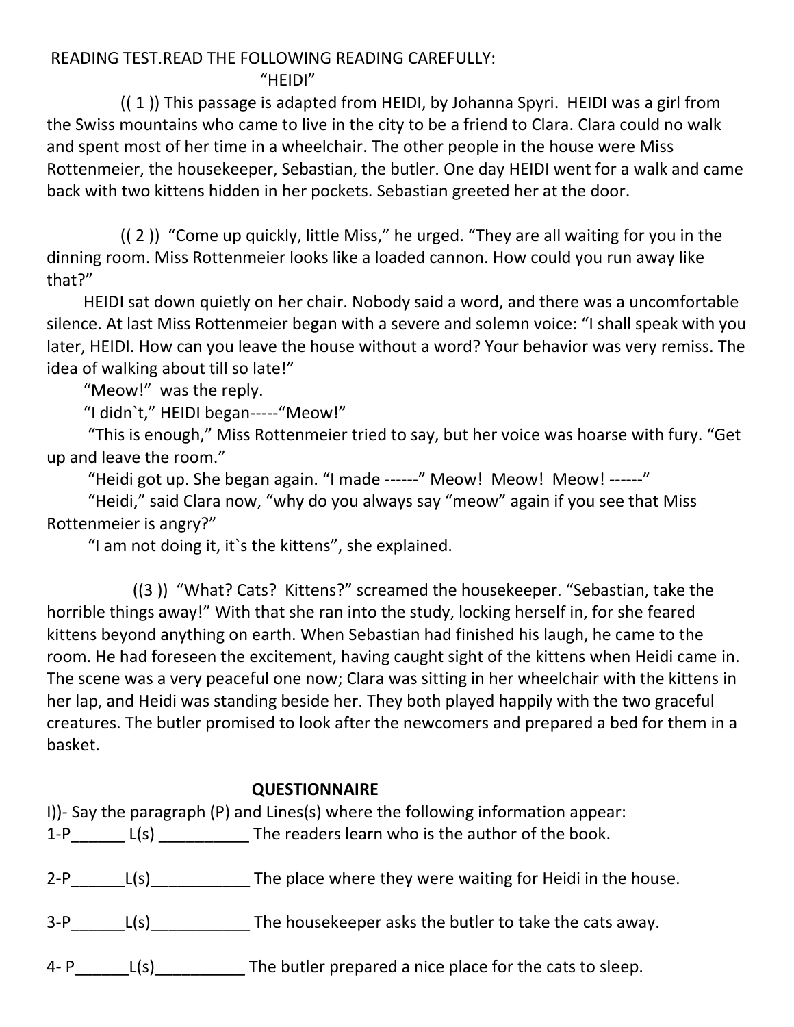READING TEST.READ THE FOLLOWING READING CAREFULLY:

"HEIDI"

(( 1 )) This passage is adapted from HEIDI, by Johanna Spyri. HEIDI was a girl from the Swiss mountains who came to live in the city to be a friend to Clara. Clara could no walk and spent most of her time in a wheelchair. The other people in the house were Miss Rottenmeier, the housekeeper, Sebastian, the butler. One day HEIDI went for a walk and came back with two kittens hidden in her pockets. Sebastian greeted her at the door.

(( 2 )) "Come up quickly, little Miss," he urged. "They are all waiting for you in the dinning room. Miss Rottenmeier looks like a loaded cannon. How could you run away like that?"

HEIDI sat down quietly on her chair. Nobody said a word, and there was a uncomfortable silence. At last Miss Rottenmeier began with a severe and solemn voice: "I shall speak with you later, HEIDI. How can you leave the house without a word? Your behavior was very remiss. The idea of walking about till so late!"

"Meow!" was the reply.

"I didn`t," HEIDI began-----"Meow!"

"This is enough," Miss Rottenmeier tried to say, but her voice was hoarse with fury. "Get up and leave the room."

"Heidi got up. She began again. "I made ------" Meow! Meow! Meow! ------"

"Heidi," said Clara now, "why do you always say "meow" again if you see that Miss Rottenmeier is angry?"

"I am not doing it, it`s the kittens", she explained.

((3 )) "What? Cats? Kittens?" screamed the housekeeper. "Sebastian, take the horrible things away!" With that she ran into the study, locking herself in, for she feared kittens beyond anything on earth. When Sebastian had finished his laugh, he came to the room. He had foreseen the excitement, having caught sight of the kittens when Heidi came in. The scene was a very peaceful one now; Clara was sitting in her wheelchair with the kittens in her lap, and Heidi was standing beside her. They both played happily with the two graceful creatures. The butler promised to look after the newcomers and prepared a bed for them in a basket.

**QUESTIONNAIRE**

I))- Say the paragraph (P) and Lines(s) where the following information appear:

1-P______ L(s) __________ The readers learn who is the author of the book.

2-P______L(s)___________ The place where they were waiting for Heidi in the house.

3-P______L(s)___________ The housekeeper asks the butler to take the cats away.

4- P______L(s)__________ The butler prepared a nice place for the cats to sleep.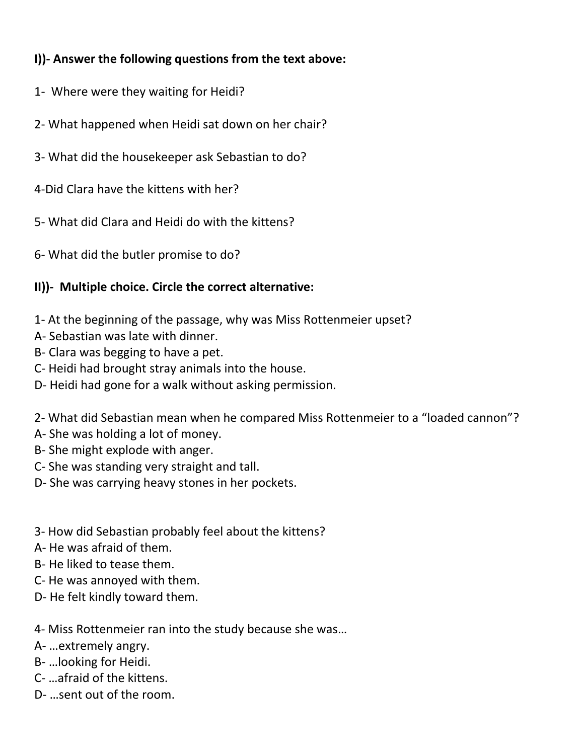**I))- Answer the following questions from the text above:**

1- Where were they waiting for Heidi?

2- What happened when Heidi sat down on her chair?

3- What did the housekeeper ask Sebastian to do?

4-Did Clara have the kittens with her?

5- What did Clara and Heidi do with the kittens?

6- What did the butler promise to do?

**II))- Multiple choice. Circle the correct alternative:**

1- At the beginning of the passage, why was Miss Rottenmeier upset?
A- Sebastian was late with dinner.
B- Clara was begging to have a pet.
C- Heidi had brought stray animals into the house.
D- Heidi had gone for a walk without asking permission.

2- What did Sebastian mean when he compared Miss Rottenmeier to a "loaded cannon"?
A- She was holding a lot of money.
B- She might explode with anger.
C- She was standing very straight and tall.
D- She was carrying heavy stones in her pockets.

3- How did Sebastian probably feel about the kittens?
A- He was afraid of them.
B- He liked to tease them.
C- He was annoyed with them.
D- He felt kindly toward them.

4- Miss Rottenmeier ran into the study because she was…
A- …extremely angry.
B- …looking for Heidi.
C- …afraid of the kittens.
D- …sent out of the room.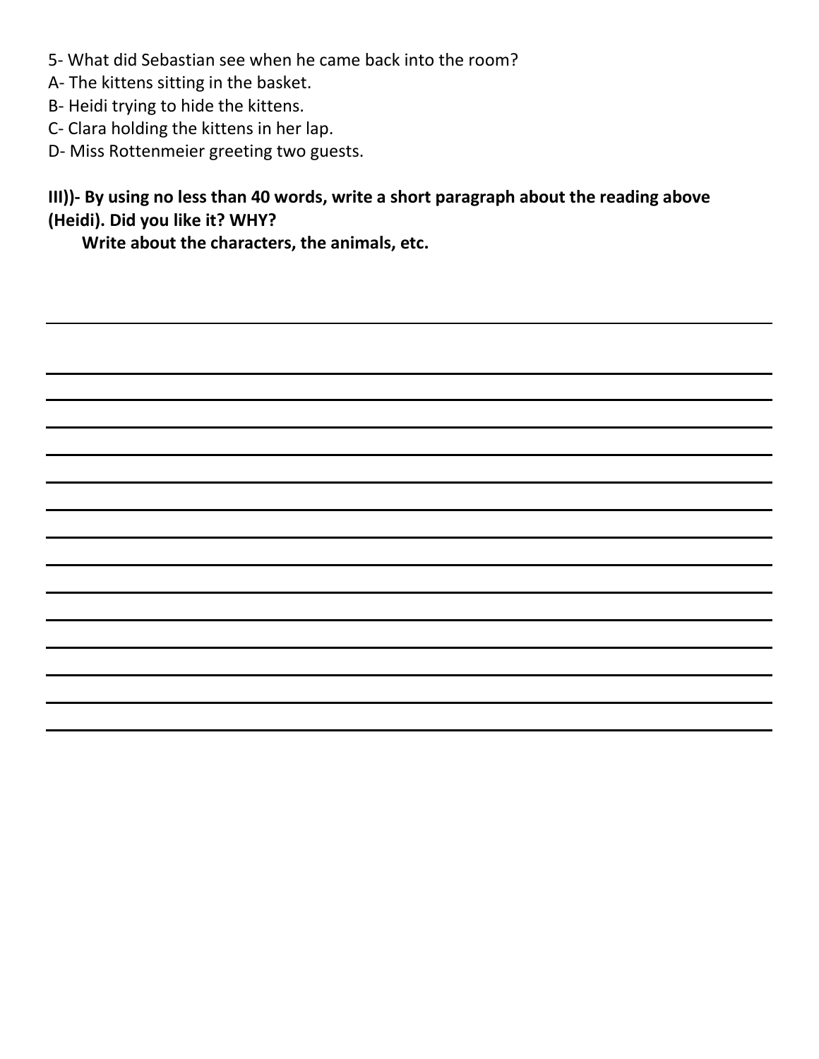5- What did Sebastian see when he came back into the room?

A- The kittens sitting in the basket.

B- Heidi trying to hide the kittens.

C- Clara holding the kittens in her lap.

D- Miss Rottenmeier greeting two guests.

**III))- By using no less than 40 words, write a short paragraph about the reading above (Heidi). Did you like it? WHY?**

**Write about the characters, the animals, etc.**